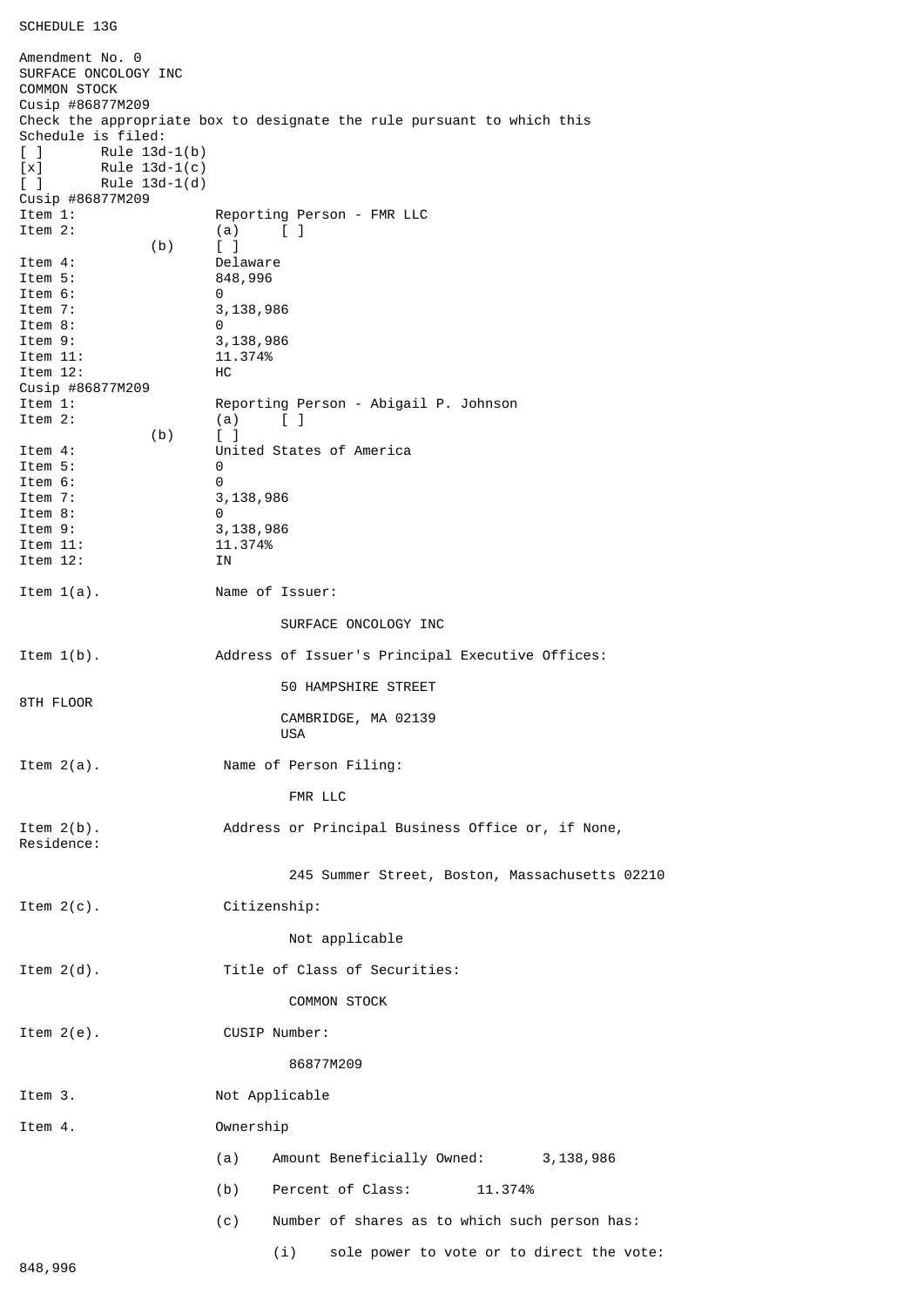SCHEDULE 13G

Amendment No. 0
SURFACE ONCOLOGY INC
COMMON STOCK
Cusip #86877M209
Check the appropriate box to designate the rule pursuant to which this Schedule is filed:
[ ] Rule 13d-1(b)
[x] Rule 13d-1(c)
[ ] Rule 13d-1(d)
Cusip #86877M209

| | |
|---|---|
| Item 1: | Reporting Person - FMR LLC |
| Item 2: | (a) [ ] |
| (b) | [ ] |
| Item 4: | Delaware |
| Item 5: | 848,996 |
| Item 6: | 0 |
| Item 7: | 3,138,986 |
| Item 8: | 0 |
| Item 9: | 3,138,986 |
| Item 11: | 11.374% |
| Item 12: | HC |

Cusip #86877M209

| | |
|---|---|
| Item 1: | Reporting Person - Abigail P. Johnson |
| Item 2: | (a) [ ] |
| (b) | [ ] |
| Item 4: | United States of America |
| Item 5: | 0 |
| Item 6: | 0 |
| Item 7: | 3,138,986 |
| Item 8: | 0 |
| Item 9: | 3,138,986 |
| Item 11: | 11.374% |
| Item 12: | IN |

Item 1(a). Name of Issuer:

SURFACE ONCOLOGY INC

Item 1(b). Address of Issuer's Principal Executive Offices:

50 HAMPSHIRE STREET
8TH FLOOR
CAMBRIDGE, MA 02139
USA

Item 2(a). Name of Person Filing:

FMR LLC

Item 2(b). Address or Principal Business Office or, if None, Residence:

245 Summer Street, Boston, Massachusetts 02210

Item 2(c). Citizenship:

Not applicable

Item 2(d). Title of Class of Securities:

COMMON STOCK

Item 2(e). CUSIP Number:

86877M209

Item 3. Not Applicable

Item 4. Ownership

(a) Amount Beneficially Owned: 3,138,986

(b) Percent of Class: 11.374%

(c) Number of shares as to which such person has:

(i) sole power to vote or to direct the vote: 848,996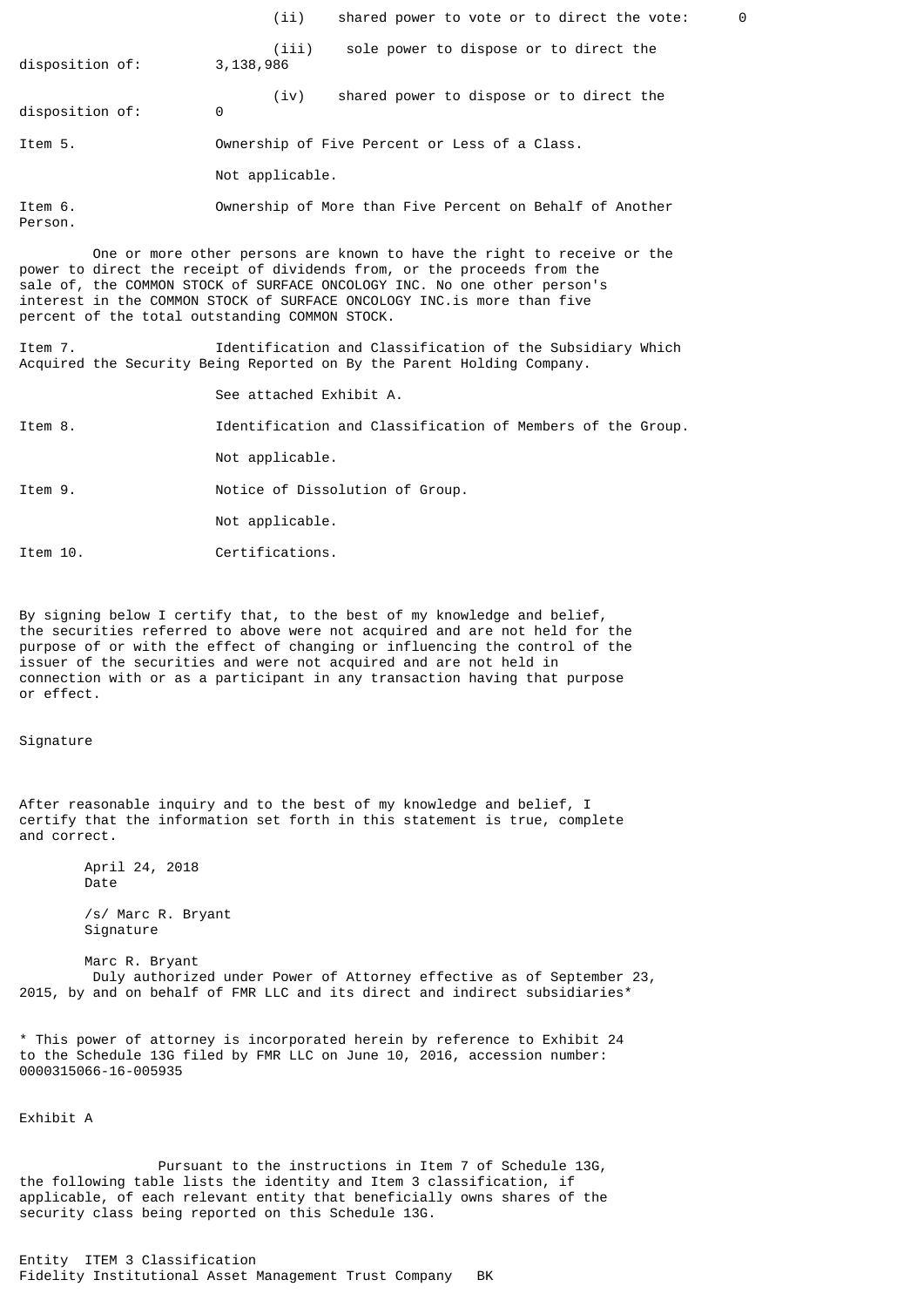(ii) shared power to vote or to direct the vote: 0

(iii) sole power to dispose or to direct the disposition of: 3,138,986

(iv) shared power to dispose or to direct the disposition of: 0

Item 5. Ownership of Five Percent or Less of a Class.

Not applicable.

Item 6. Ownership of More than Five Percent on Behalf of Another Person.

One or more other persons are known to have the right to receive or the power to direct the receipt of dividends from, or the proceeds from the sale of, the COMMON STOCK of SURFACE ONCOLOGY INC. No one other person's interest in the COMMON STOCK of SURFACE ONCOLOGY INC.is more than five percent of the total outstanding COMMON STOCK.

Item 7. Identification and Classification of the Subsidiary Which Acquired the Security Being Reported on By the Parent Holding Company.

See attached Exhibit A.

Item 8. Identification and Classification of Members of the Group.

Not applicable.

Item 9. Notice of Dissolution of Group.

Not applicable.

Item 10. Certifications.

By signing below I certify that, to the best of my knowledge and belief, the securities referred to above were not acquired and are not held for the purpose of or with the effect of changing or influencing the control of the issuer of the securities and were not acquired and are not held in connection with or as a participant in any transaction having that purpose or effect.

Signature

After reasonable inquiry and to the best of my knowledge and belief, I certify that the information set forth in this statement is true, complete and correct.

April 24, 2018
Date

/s/ Marc R. Bryant
Signature

Marc R. Bryant
Duly authorized under Power of Attorney effective as of September 23, 2015, by and on behalf of FMR LLC and its direct and indirect subsidiaries*

* This power of attorney is incorporated herein by reference to Exhibit 24 to the Schedule 13G filed by FMR LLC on June 10, 2016, accession number: 0000315066-16-005935

Exhibit A

Pursuant to the instructions in Item 7 of Schedule 13G, the following table lists the identity and Item 3 classification, if applicable, of each relevant entity that beneficially owns shares of the security class being reported on this Schedule 13G.

| Entity | ITEM 3 Classification |
|---|---|
| Fidelity Institutional Asset Management Trust Company | BK |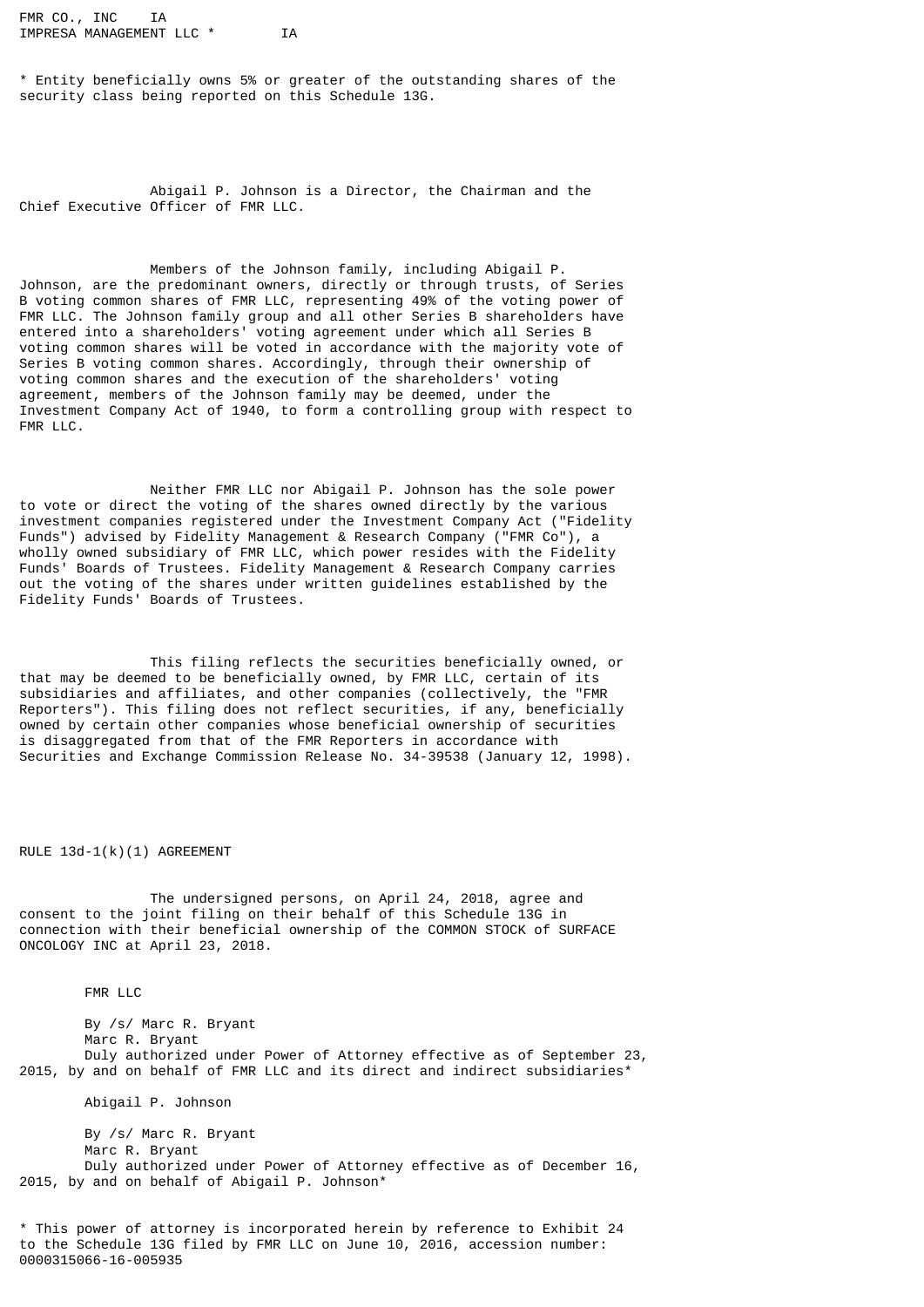FMR CO., INC IA
IMPRESA MANAGEMENT LLC * IA

* Entity beneficially owns 5% or greater of the outstanding shares of the security class being reported on this Schedule 13G.

Abigail P. Johnson is a Director, the Chairman and the Chief Executive Officer of FMR LLC.

Members of the Johnson family, including Abigail P. Johnson, are the predominant owners, directly or through trusts, of Series B voting common shares of FMR LLC, representing 49% of the voting power of FMR LLC. The Johnson family group and all other Series B shareholders have entered into a shareholders' voting agreement under which all Series B voting common shares will be voted in accordance with the majority vote of Series B voting common shares. Accordingly, through their ownership of voting common shares and the execution of the shareholders' voting agreement, members of the Johnson family may be deemed, under the Investment Company Act of 1940, to form a controlling group with respect to FMR LLC.

Neither FMR LLC nor Abigail P. Johnson has the sole power to vote or direct the voting of the shares owned directly by the various investment companies registered under the Investment Company Act ("Fidelity Funds") advised by Fidelity Management & Research Company ("FMR Co"), a wholly owned subsidiary of FMR LLC, which power resides with the Fidelity Funds' Boards of Trustees. Fidelity Management & Research Company carries out the voting of the shares under written guidelines established by the Fidelity Funds' Boards of Trustees.

This filing reflects the securities beneficially owned, or that may be deemed to be beneficially owned, by FMR LLC, certain of its subsidiaries and affiliates, and other companies (collectively, the "FMR Reporters"). This filing does not reflect securities, if any, beneficially owned by certain other companies whose beneficial ownership of securities is disaggregated from that of the FMR Reporters in accordance with Securities and Exchange Commission Release No. 34-39538 (January 12, 1998).

RULE 13d-1(k)(1) AGREEMENT

The undersigned persons, on April 24, 2018, agree and consent to the joint filing on their behalf of this Schedule 13G in connection with their beneficial ownership of the COMMON STOCK of SURFACE ONCOLOGY INC at April 23, 2018.

FMR LLC

By /s/ Marc R. Bryant
Marc R. Bryant
Duly authorized under Power of Attorney effective as of September 23, 2015, by and on behalf of FMR LLC and its direct and indirect subsidiaries*

Abigail P. Johnson

By /s/ Marc R. Bryant
Marc R. Bryant
Duly authorized under Power of Attorney effective as of December 16, 2015, by and on behalf of Abigail P. Johnson*

* This power of attorney is incorporated herein by reference to Exhibit 24 to the Schedule 13G filed by FMR LLC on June 10, 2016, accession number: 0000315066-16-005935